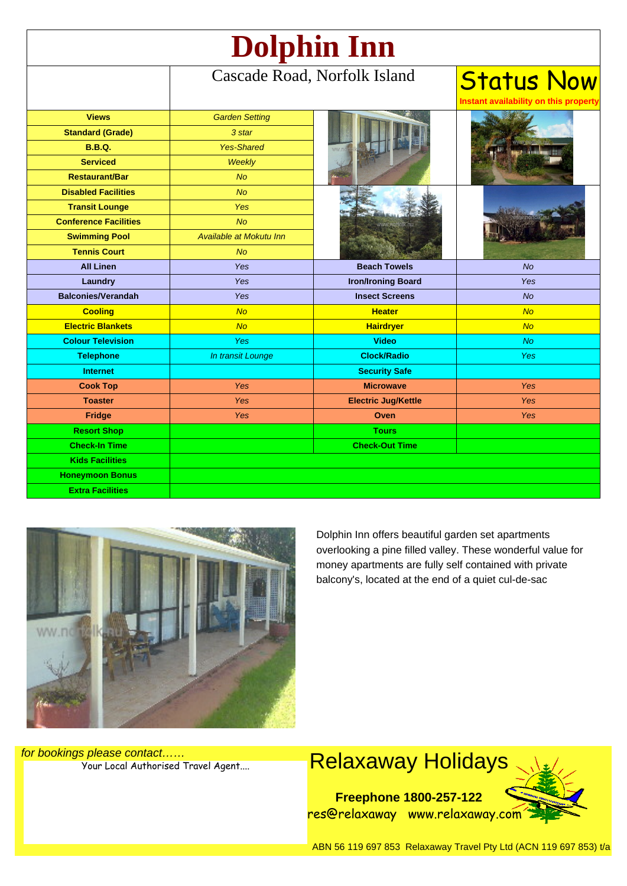# Dolphin Inn

Cascade Road, Norfolk Island

**Status Now**
Instant availability on this property

| Feature | Details |
|---|---|
| **Views** | *Garden Setting* |
| **Standard (Grade)** | *3 star* |
| **B.B.Q.** | *Yes-Shared* |
| **Serviced** | *Weekly* |
| **Restaurant/Bar** | *No* |
| **Disabled Facilities** | *No* |
| **Transit Lounge** | *Yes* |
| **Conference Facilities** | *No* |
| **Swimming Pool** | *Available at Mokutu Inn* |
| **Tennis Court** | *No* |

| Feature | Details | Feature | Details |
|---|---|---|---|
| **All Linen** | *Yes* | **Beach Towels** | *No* |
| **Laundry** | *Yes* | **Iron/Ironing Board** | *Yes* |
| **Balconies/Verandah** | *Yes* | **Insect Screens** | *No* |
| **Cooling** | *No* | **Heater** | *No* |
| **Electric Blankets** | *No* | **Hairdryer** | *No* |
| **Colour Television** | *Yes* | **Video** | *No* |
| **Telephone** | *In transit Lounge* | **Clock/Radio** | *Yes* |
| **Internet** | | **Security Safe** | |
| **Cook Top** | *Yes* | **Microwave** | *Yes* |
| **Toaster** | *Yes* | **Electric Jug/Kettle** | *Yes* |
| **Fridge** | *Yes* | **Oven** | *Yes* |
| **Resort Shop** | | **Tours** | |
| **Check-In Time** | | **Check-Out Time** | |
| **Kids Facilities** | | | |
| **Honeymoon Bonus** | | | |
| **Extra Facilities** | | | |

Dolphin Inn offers beautiful garden set apartments overlooking a pine filled valley. These wonderful value for money apartments are fully self contained with private balcony's, located at the end of a quiet cul-de-sac

*for bookings please contact……*
Your Local Authorised Travel Agent....

## Relaxaway Holidays

**Freephone 1800-257-122**
res@relaxaway www.relaxaway.com

ABN 56 119 697 853 Relaxaway Travel Pty Ltd (ACN 119 697 853) t/a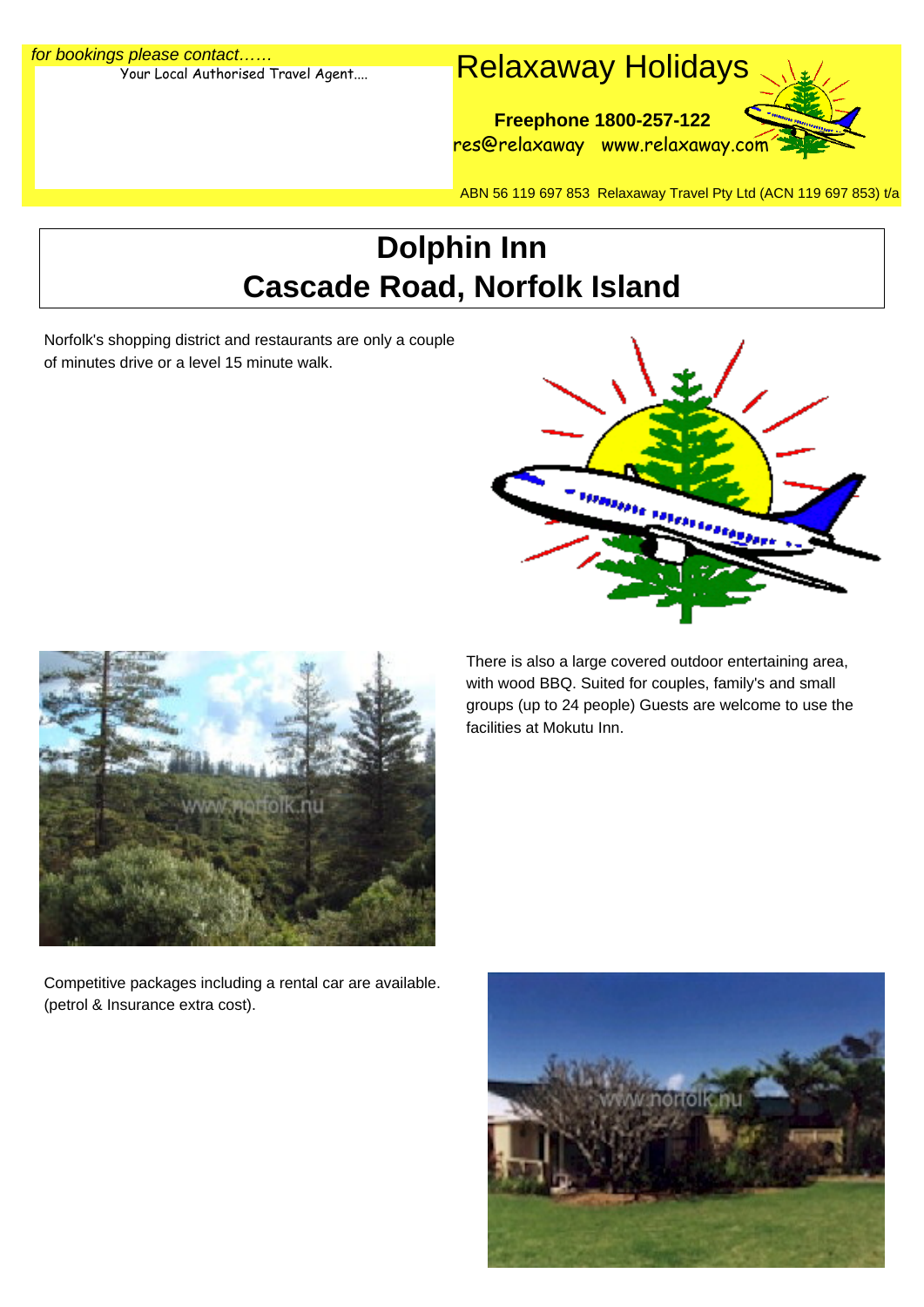*for bookings please contact……*

Your Local Authorised Travel Agent....

Relaxaway Holidays

**Freephone 1800-257-122**

res@relaxaway www.relaxaway.com

ABN 56 119 697 853 Relaxaway Travel Pty Ltd (ACN 119 697 853) t/a

# Dolphin Inn
# Cascade Road, Norfolk Island

Norfolk's shopping district and restaurants are only a couple of minutes drive or a level 15 minute walk.

There is also a large covered outdoor entertaining area, with wood BBQ. Suited for couples, family's and small groups (up to 24 people) Guests are welcome to use the facilities at Mokutu Inn.

Competitive packages including a rental car are available. (petrol & Insurance extra cost).